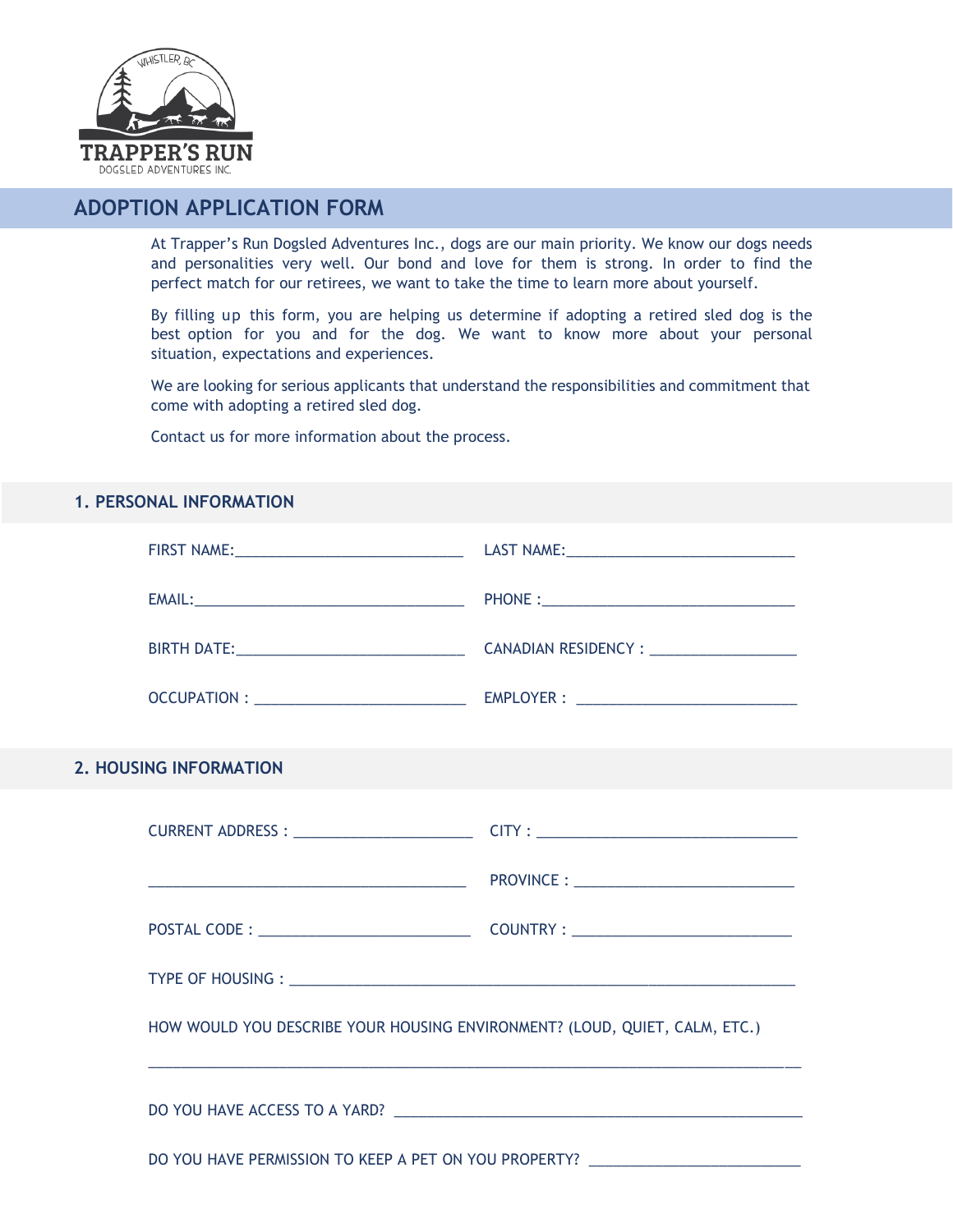TRAPPER'S RUN
DOGSLED ADVENTURES INC.

# ADOPTION APPLICATION FORM

At Trapper's Run Dogsled Adventures Inc., dogs are our main priority. We know our dogs needs and personalities very well. Our bond and love for them is strong. In order to find the perfect match for our retirees, we want to take the time to learn more about yourself.

By filling up this form, you are helping us determine if adopting a retired sled dog is the best option for you and for the dog. We want to know more about your personal situation, expectations and experiences.

We are looking for serious applicants that understand the responsibilities and commitment that come with adopting a retired sled dog.

Contact us for more information about the process.

## 1. PERSONAL INFORMATION

FIRST NAME:____________________________ LAST NAME:____________________________

EMAIL:__________________________________ PHONE :________________________________

BIRTH DATE:____________________________ CANADIAN RESIDENCY : __________________

OCCUPATION : __________________________ EMPLOYER : ___________________________

## 2. HOUSING INFORMATION

CURRENT ADDRESS : ______________________ CITY : ________________________________

_______________________________________ PROVINCE : ____________________________

POSTAL CODE : __________________________ COUNTRY : ____________________________

TYPE OF HOUSING : _______________________________________________________________

HOW WOULD YOU DESCRIBE YOUR HOUSING ENVIRONMENT? (LOUD, QUIET, CALM, ETC.)

________________________________________________________________________________

DO YOU HAVE ACCESS TO A YARD? __________________________________________________

DO YOU HAVE PERMISSION TO KEEP A PET ON YOU PROPERTY? __________________________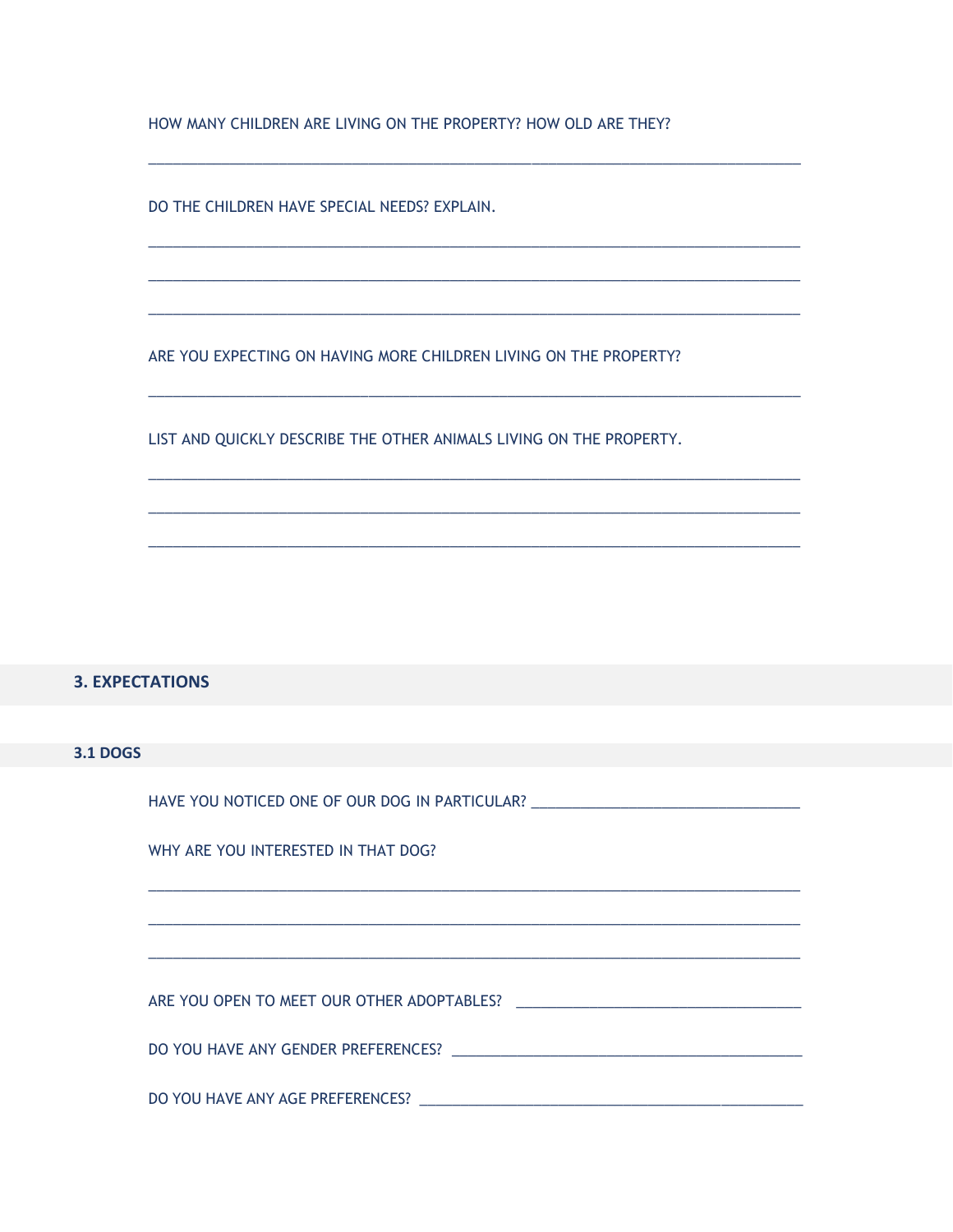HOW MANY CHILDREN ARE LIVING ON THE PROPERTY? HOW OLD ARE THEY?

_______________________________________________________________________________

DO THE CHILDREN HAVE SPECIAL NEEDS? EXPLAIN.

_______________________________________________________________________________

_______________________________________________________________________________

_______________________________________________________________________________

ARE YOU EXPECTING ON HAVING MORE CHILDREN LIVING ON THE PROPERTY?

_______________________________________________________________________________

LIST AND QUICKLY DESCRIBE THE OTHER ANIMALS LIVING ON THE PROPERTY.

_______________________________________________________________________________

_______________________________________________________________________________

_______________________________________________________________________________

## 3. EXPECTATIONS

### 3.1 DOGS

HAVE YOU NOTICED ONE OF OUR DOG IN PARTICULAR? _________________________________

WHY ARE YOU INTERESTED IN THAT DOG?

_______________________________________________________________________________

_______________________________________________________________________________

_______________________________________________________________________________

ARE YOU OPEN TO MEET OUR OTHER ADOPTABLES? ___________________________________

DO YOU HAVE ANY GENDER PREFERENCES? __________________________________________

DO YOU HAVE ANY AGE PREFERENCES? _____________________________________________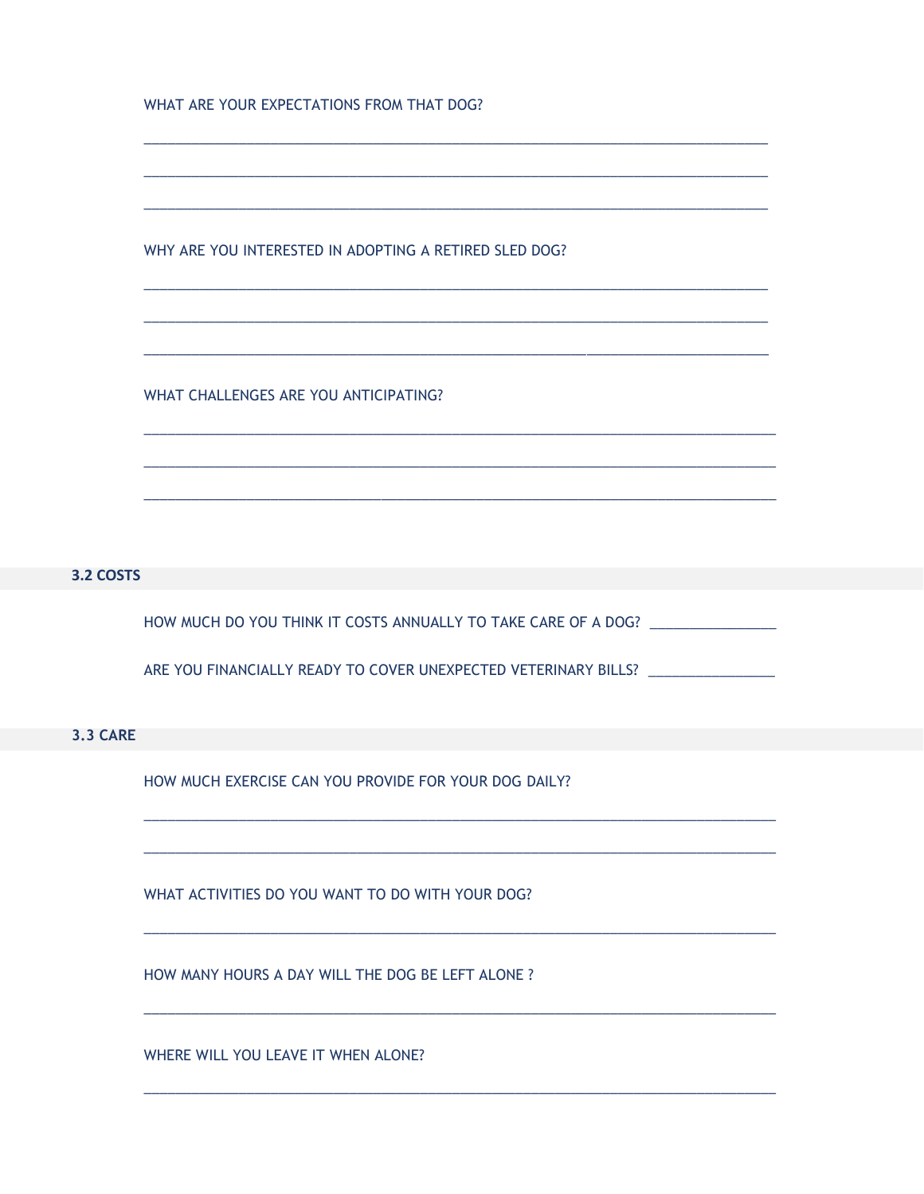WHAT ARE YOUR EXPECTATIONS FROM THAT DOG?

______________________________________________________________________________

______________________________________________________________________________

______________________________________________________________________________

WHY ARE YOU INTERESTED IN ADOPTING A RETIRED SLED DOG?

______________________________________________________________________________

______________________________________________________________________________

______________________________________________________________________________

WHAT CHALLENGES ARE YOU ANTICIPATING?

______________________________________________________________________________

______________________________________________________________________________

______________________________________________________________________________

### 3.2 COSTS

HOW MUCH DO YOU THINK IT COSTS ANNUALLY TO TAKE CARE OF A DOG? ________________

ARE YOU FINANCIALLY READY TO COVER UNEXPECTED VETERINARY BILLS? ________________

### 3.3 CARE

HOW MUCH EXERCISE CAN YOU PROVIDE FOR YOUR DOG DAILY?

______________________________________________________________________________

______________________________________________________________________________

WHAT ACTIVITIES DO YOU WANT TO DO WITH YOUR DOG?

______________________________________________________________________________

HOW MANY HOURS A DAY WILL THE DOG BE LEFT ALONE ?

______________________________________________________________________________

WHERE WILL YOU LEAVE IT WHEN ALONE?

______________________________________________________________________________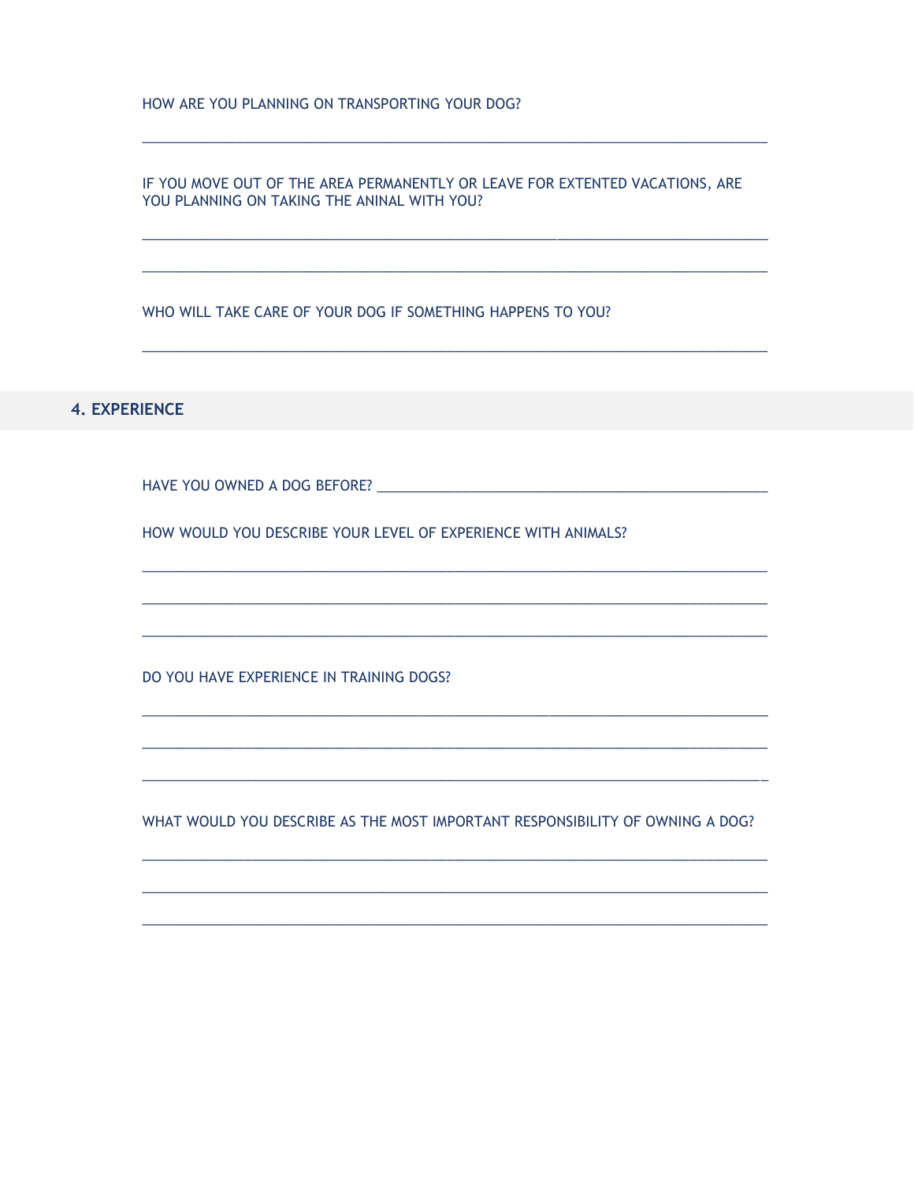HOW ARE YOU PLANNING ON TRANSPORTING YOUR DOG?

_______________________________________________________________________________

IF YOU MOVE OUT OF THE AREA PERMANENTLY OR LEAVE FOR EXTENTED VACATIONS, ARE YOU PLANNING ON TAKING THE ANINAL WITH YOU?

_______________________________________________________________________________

_______________________________________________________________________________

WHO WILL TAKE CARE OF YOUR DOG IF SOMETHING HAPPENS TO YOU?

_______________________________________________________________________________

## 4. EXPERIENCE

HAVE YOU OWNED A DOG BEFORE? _________________________________________________

HOW WOULD YOU DESCRIBE YOUR LEVEL OF EXPERIENCE WITH ANIMALS?

_______________________________________________________________________________

_______________________________________________________________________________

_______________________________________________________________________________

DO YOU HAVE EXPERIENCE IN TRAINING DOGS?

_______________________________________________________________________________

_______________________________________________________________________________

_______________________________________________________________________________

WHAT WOULD YOU DESCRIBE AS THE MOST IMPORTANT RESPONSIBILITY OF OWNING A DOG?

_______________________________________________________________________________

_______________________________________________________________________________

_______________________________________________________________________________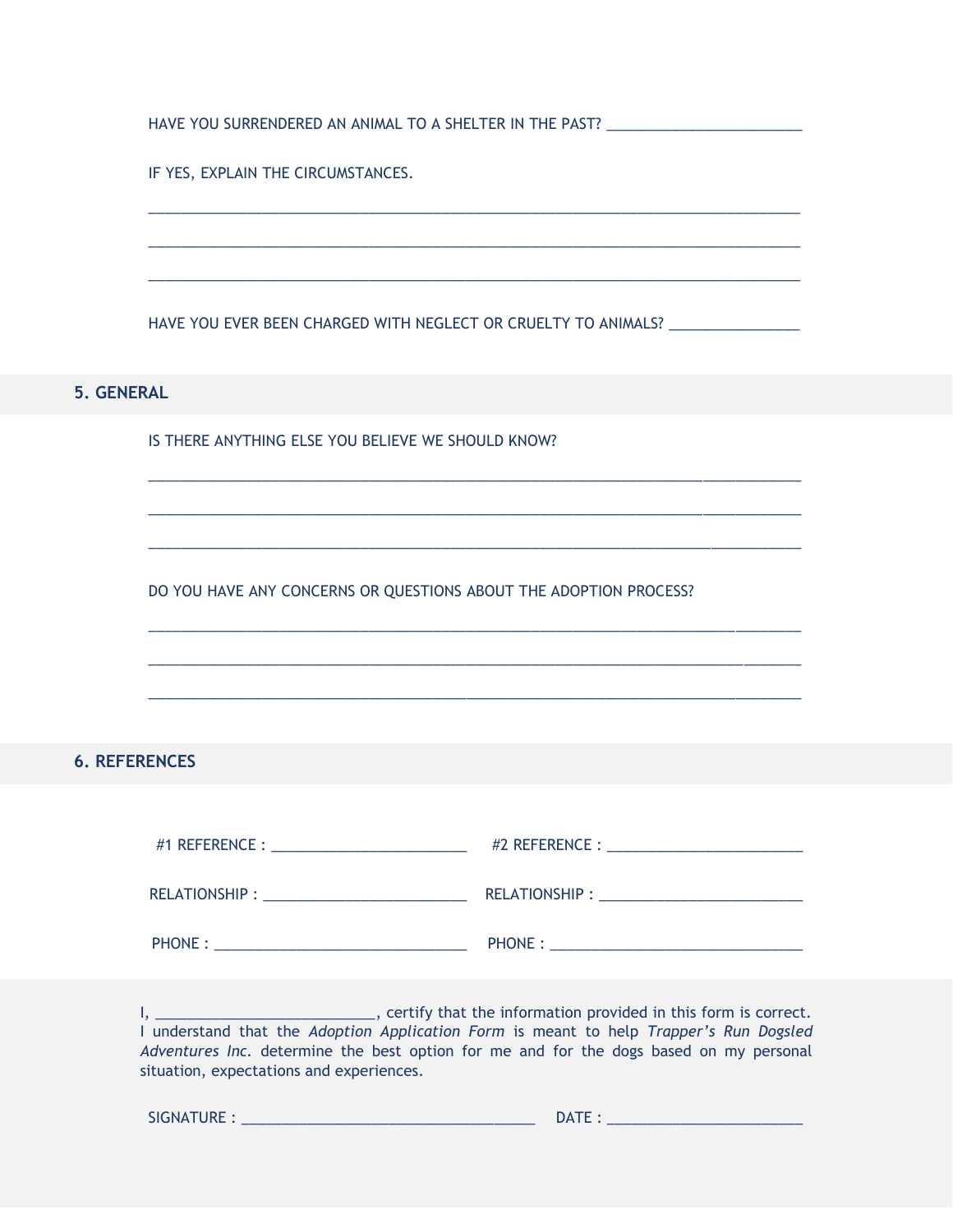HAVE YOU SURRENDERED AN ANIMAL TO A SHELTER IN THE PAST? ________________________

IF YES, EXPLAIN THE CIRCUMSTANCES.

________________________________________________________________________________

________________________________________________________________________________

________________________________________________________________________________

HAVE YOU EVER BEEN CHARGED WITH NEGLECT OR CRUELTY TO ANIMALS? ________________

## 5. GENERAL

IS THERE ANYTHING ELSE YOU BELIEVE WE SHOULD KNOW?

________________________________________________________________________________

________________________________________________________________________________

________________________________________________________________________________

DO YOU HAVE ANY CONCERNS OR QUESTIONS ABOUT THE ADOPTION PROCESS?

________________________________________________________________________________

________________________________________________________________________________

________________________________________________________________________________

## 6. REFERENCES

| | |
|---|---|
| #1 REFERENCE : ________________________ | #2 REFERENCE : ________________________ |
| RELATIONSHIP : _________________________ | RELATIONSHIP : _________________________ |
| PHONE : _______________________________ | PHONE : _______________________________ |

I, ___________________________, certify that the information provided in this form is correct. I understand that the *Adoption Application Form* is meant to help *Trapper's Run Dogsled Adventures Inc.* determine the best option for me and for the dogs based on my personal situation, expectations and experiences.

SIGNATURE : ____________________________________ DATE : ________________________